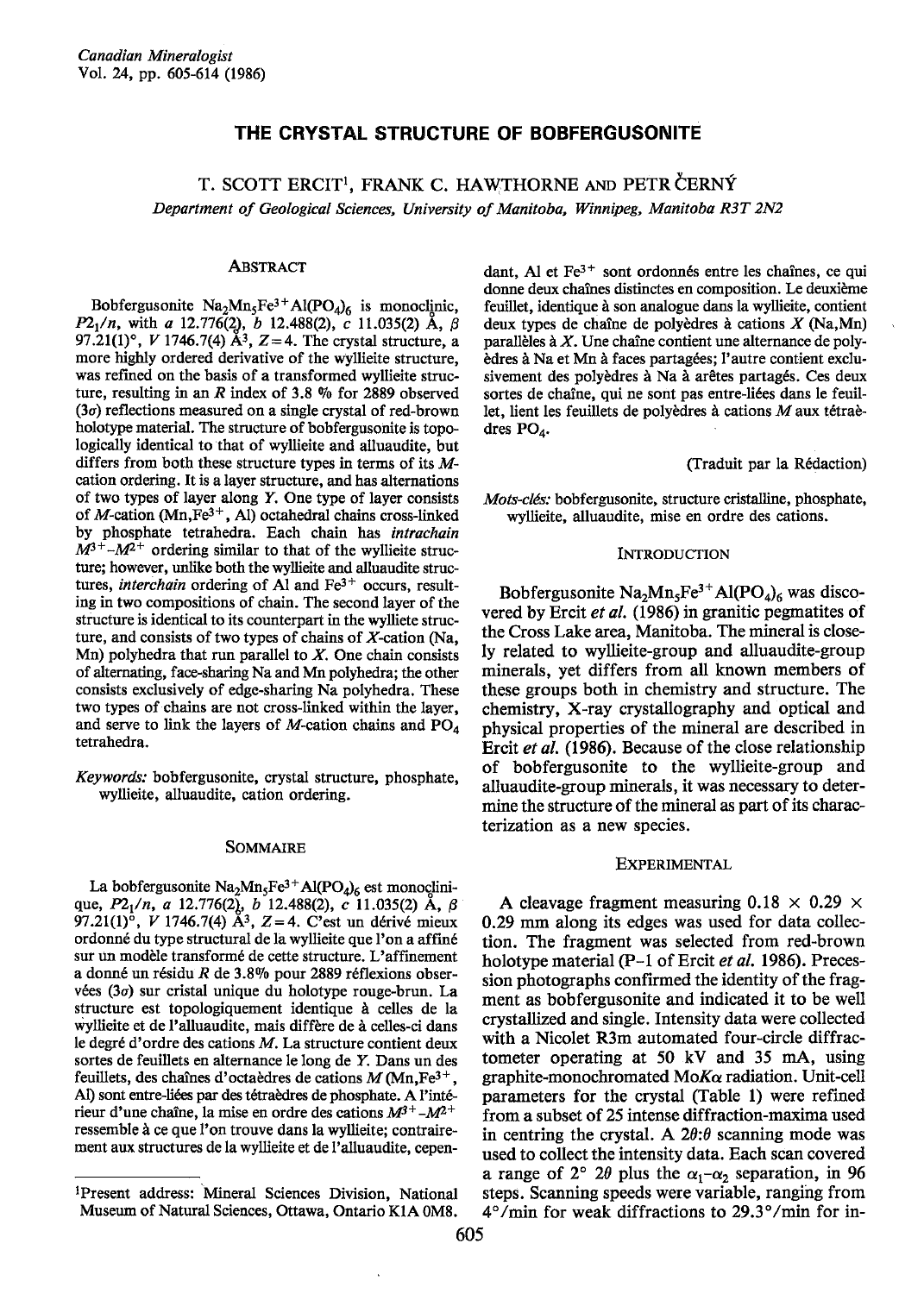# THE CRYSTAL STRUCTURE OF BOBFERGUSONITE

T. SCOTT ERCIT[1], FRANK C. HAWTHORNE AND PETR ČERNÝ

*Department of Geological Sciences, University of Manitoba, Winnipeg, Manitoba R3T 2N2*

## ABSTRACT

Bobfergusonite $Na_2Mn_5Fe^{3+}Al(PO_4)_6$ is monoclinic, $P2_1/n$, with *a* 12.776(2), *b* 12.488(2), *c* 11.035(2) Å, β 97.21(1)°, *V* 1746.7(4) Å$^3$, *Z*=4. The crystal structure, a more highly ordered derivative of the wyllieite structure, was refined on the basis of a transformed wyllieite structure, resulting in an *R* index of 3.8 % for 2889 observed (3σ) reflections measured on a single crystal of red-brown holotype material. The structure of bobfergusonite is topologically identical to that of wyllieite and alluaudite, but differs from both these structure types in terms of its *M*-cation ordering. It is a layer structure, and has alternations of two types of layer along *Y*. One type of layer consists of *M*-cation (Mn,$Fe^{3+}$, Al) octahedral chains cross-linked by phosphate tetrahedra. Each chain has *intrachain* $M^{3+}$–$M^{2+}$ ordering similar to that of the wyllieite structure; however, unlike both the wyllieite and alluaudite structures, *interchain* ordering of Al and $Fe^{3+}$ occurs, resulting in two compositions of chain. The second layer of the structure is identical to its counterpart in the wylliete structure, and consists of two types of chains of *X*-cation (Na, Mn) polyhedra that run parallel to *X*. One chain consists of alternating, face-sharing Na and Mn polyhedra; the other consists exclusively of edge-sharing Na polyhedra. These two types of chains are not cross-linked within the layer, and serve to link the layers of *M*-cation chains and $PO_4$ tetrahedra.

*Keywords:* bobfergusonite, crystal structure, phosphate, wyllieite, alluaudite, cation ordering.

## SOMMAIRE

La bobfergusonite $Na_2Mn_5Fe^{3+}Al(PO_4)_6$ est monoclinique, $P2_1/n$, *a* 12.776(2), *b* 12.488(2), *c* 11.035(2) Å, β 97.21(1)°, *V* 1746.7(4) Å$^3$, *Z*=4. C'est un dérivé mieux ordonné du type structural de la wyllieite que l'on a affiné sur un modèle transformé de cette structure. L'affinement a donné un résidu *R* de 3.8% pour 2889 réflexions observées (3σ) sur cristal unique du holotype rouge-brun. La structure est topologiquement identique à celles de la wyllieite et de l'alluaudite, mais diffère de à celles-ci dans le degré d'ordre des cations *M*. La structure contient deux sortes de feuillets en alternance le long de *Y*. Dans un des feuillets, des chaînes d'octaèdres de cations *M* (Mn,$Fe^{3+}$, Al) sont entre-liées par des tétraèdres de phosphate. A l'intérieur d'une chaîne, la mise en ordre des cations $M^{3+}$–$M^{2+}$ ressemble à ce que l'on trouve dans la wyllieite; contrairement aux structures de la wyllieite et de l'alluaudite, cependant, Al et $Fe^{3+}$ sont ordonnés entre les chaînes, ce qui donne deux chaînes distinctes en composition. Le deuxième feuillet, identique à son analogue dans la wyllieite, contient deux types de chaîne de polyèdres à cations *X* (Na,Mn) parallèles à *X*. Une chaîne contient une alternance de polyèdres à Na et Mn à faces partagées; l'autre contient exclusivement des polyèdres à Na à arêtes partagés. Ces deux sortes de chaîne, qui ne sont pas entre-liées dans le feuillet, lient les feuillets de polyèdres à cations *M* aux tétraèdres $PO_4$.

(Traduit par la Rédaction)

*Mots-clés:* bobfergusonite, structure cristalline, phosphate, wyllieite, alluaudite, mise en ordre des cations.

## INTRODUCTION

Bobfergusonite $Na_2Mn_5Fe^{3+}Al(PO_4)_6$ was discovered by Ercit *et al.* (1986) in granitic pegmatites of the Cross Lake area, Manitoba. The mineral is closely related to wyllieite-group and alluaudite-group minerals, yet differs from all known members of these groups both in chemistry and structure. The chemistry, X-ray crystallography and optical and physical properties of the mineral are described in Ercit *et al.* (1986). Because of the close relationship of bobfergusonite to the wyllieite-group and alluaudite-group minerals, it was necessary to determine the structure of the mineral as part of its characterization as a new species.

## EXPERIMENTAL

A cleavage fragment measuring 0.18 × 0.29 × 0.29 mm along its edges was used for data collection. The fragment was selected from red-brown holotype material (P-1 of Ercit *et al.* 1986). Precession photographs confirmed the identity of the fragment as bobfergusonite and indicated it to be well crystallized and single. Intensity data were collected with a Nicolet R3m automated four-circle diffractometer operating at 50 kV and 35 mA, using graphite-monochromated MoKα radiation. Unit-cell parameters for the crystal (Table 1) were refined from a subset of 25 intense diffraction-maxima used in centring the crystal. A 2θ:θ scanning mode was used to collect the intensity data. Each scan covered a range of 2° 2θ plus the $\alpha_1$–$\alpha_2$ separation, in 96 steps. Scanning speeds were variable, ranging from 4°/min for weak diffractions to 29.3°/min for in-

[1]Present address: Mineral Sciences Division, National Museum of Natural Sciences, Ottawa, Ontario K1A 0M8.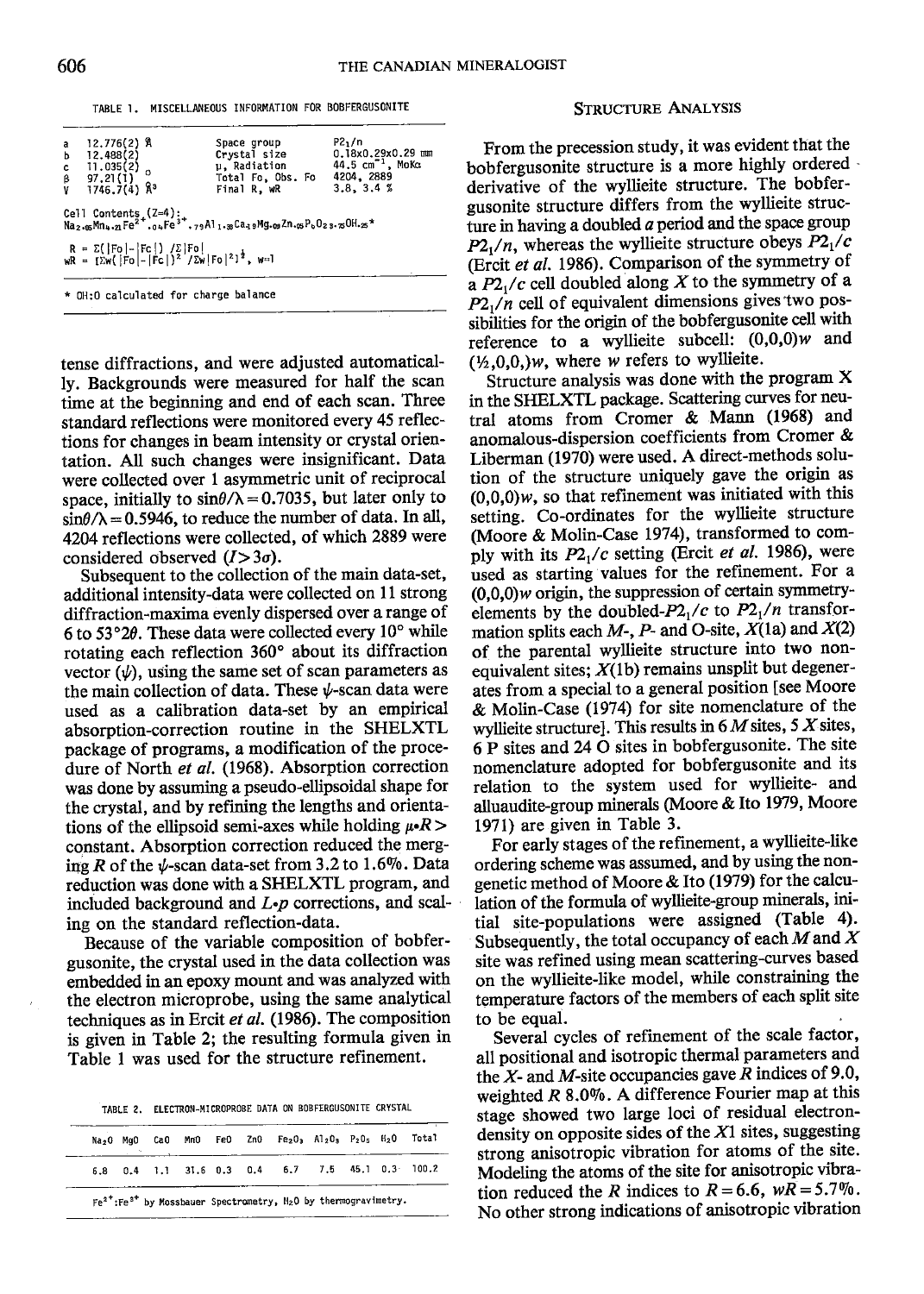TABLE 1. MISCELLANEOUS INFORMATION FOR BOBFERGUSONITE

| | | | |
|---|---|---|---|
| a | 12.776(2) Å | Space group | $P2_1/n$ |
| b | 12.488(2) | Crystal size | 0.18x0.29x0.29 mm |
| c | 11.035(2) | μ, Radiation | 44.5 $cm^{-1}$, MoKα |
| β | 97.21(1) ° | Total Fo, Obs. Fo | 4204, 2889 |
| V | 1746.7(4) $Å^3$ | Final R, wR | 3.8, 3.4 % |

Cell Contents (Z=4): $Na_{2.05}Mn_{4.21}Fe^{2+}_{.04}Fe^{3+}_{.79}Al_{1.38}Ca_{.19}Mg_{.09}Zn_{.05}P_6O_{23.75}OH_{.25}$*

$R = \Sigma(|Fo|-|Fc|)/\Sigma|Fo|$
$wR = [\Sigma w(|Fo|-|Fc|)^2/\Sigma w|Fo|^2]^{\frac{1}{2}}$, w=1

* OH:O calculated for charge balance

tense diffractions, and were adjusted automatically. Backgrounds were measured for half the scan time at the beginning and end of each scan. Three standard reflections were monitored every 45 reflections for changes in beam intensity or crystal orientation. All such changes were insignificant. Data were collected over 1 asymmetric unit of reciprocal space, initially to $\sin\theta/\lambda = 0.7035$, but later only to $\sin\theta/\lambda = 0.5946$, to reduce the number of data. In all, 4204 reflections were collected, of which 2889 were considered observed ($I > 3\sigma$).

Subsequent to the collection of the main data-set, additional intensity-data were collected on 11 strong diffraction-maxima evenly dispersed over a range of 6 to 53°2θ. These data were collected every 10° while rotating each reflection 360° about its diffraction vector (ψ), using the same set of scan parameters as the main collection of data. These ψ-scan data were used as a calibration data-set by an empirical absorption-correction routine in the SHELXTL package of programs, a modification of the procedure of North *et al.* (1968). Absorption correction was done by assuming a pseudo-ellipsoidal shape for the crystal, and by refining the lengths and orientations of the ellipsoid semi-axes while holding $\mu \cdot R >$ constant. Absorption correction reduced the merging R of the ψ-scan data-set from 3.2 to 1.6%. Data reduction was done with a SHELXTL program, and included background and $L \cdot p$ corrections, and scaling on the standard reflection-data.

Because of the variable composition of bobfergusonite, the crystal used in the data collection was embedded in an epoxy mount and was analyzed with the electron microprobe, using the same analytical techniques as in Ercit *et al.* (1986). The composition is given in Table 2; the resulting formula given in Table 1 was used for the structure refinement.

TABLE 2. ELECTRON-MICROPROBE DATA ON BOBFERGUSONITE CRYSTAL

| $Na_2O$ | MgO | CaO | MnO | FeO | ZnO | $Fe_2O_3$ | $Al_2O_3$ | $P_2O_5$ | $H_2O$ | Total |
|---|---|---|---|---|---|---|---|---|---|---|
| 6.8 | 0.4 | 1.1 | 31.6 | 0.3 | 0.4 | 6.7 | 7.5 | 45.1 | 0.3 | 100.2 |

$Fe^{2+}:Fe^{3+}$ by Mossbauer Spectrometry, $H_2O$ by thermogravimetry.

## STRUCTURE ANALYSIS

From the precession study, it was evident that the bobfergusonite structure is a more highly ordered derivative of the wyllieite structure. The bobfergusonite structure differs from the wyllieite structure in having a doubled *a* period and the space group $P2_1/n$, whereas the wyllieite structure obeys $P2_1/c$ (Ercit *et al.* 1986). Comparison of the symmetry of a $P2_1/c$ cell doubled along X to the symmetry of a $P2_1/n$ cell of equivalent dimensions gives two possibilities for the origin of the bobfergusonite cell with reference to a wyllieite subcell: (0,0,0)*w* and (½,0,0,)*w*, where *w* refers to wyllieite.

Structure analysis was done with the program X in the SHELXTL package. Scattering curves for neutral atoms from Cromer & Mann (1968) and anomalous-dispersion coefficients from Cromer & Liberman (1970) were used. A direct-methods solution of the structure uniquely gave the origin as (0,0,0)*w*, so that refinement was initiated with this setting. Co-ordinates for the wyllieite structure (Moore & Molin-Case 1974), transformed to comply with its $P2_1/c$ setting (Ercit *et al.* 1986), were used as starting values for the refinement. For a (0,0,0)*w* origin, the suppression of certain symmetry-elements by the doubled-$P2_1/c$ to $P2_1/n$ transformation splits each *M*-, *P*- and O-site, *X*(1a) and *X*(2) of the parental wyllieite structure into two non-equivalent sites; *X*(1b) remains unsplit but degenerates from a special to a general position [see Moore & Molin-Case (1974) for site nomenclature of the wyllieite structure]. This results in 6 *M* sites, 5 *X* sites, 6 P sites and 24 O sites in bobfergusonite. The site nomenclature adopted for bobfergusonite and its relation to the system used for wyllieite- and alluaudite-group minerals (Moore & Ito 1979, Moore 1971) are given in Table 3.

For early stages of the refinement, a wyllieite-like ordering scheme was assumed, and by using the non-genetic method of Moore & Ito (1979) for the calculation of the formula of wyllieite-group minerals, initial site-populations were assigned (Table 4). Subsequently, the total occupancy of each *M* and *X* site was refined using mean scattering-curves based on the wyllieite-like model, while constraining the temperature factors of the members of each split site to be equal.

Several cycles of refinement of the scale factor, all positional and isotropic thermal parameters and the *X*- and *M*-site occupancies gave *R* indices of 9.0, weighted *R* 8.0%. A difference Fourier map at this stage showed two large loci of residual electron-density on opposite sides of the *X*1 sites, suggesting strong anisotropic vibration for atoms of the site. Modeling the atoms of the site for anisotropic vibration reduced the *R* indices to *R* = 6.6, *wR* = 5.7%. No other strong indications of anisotropic vibration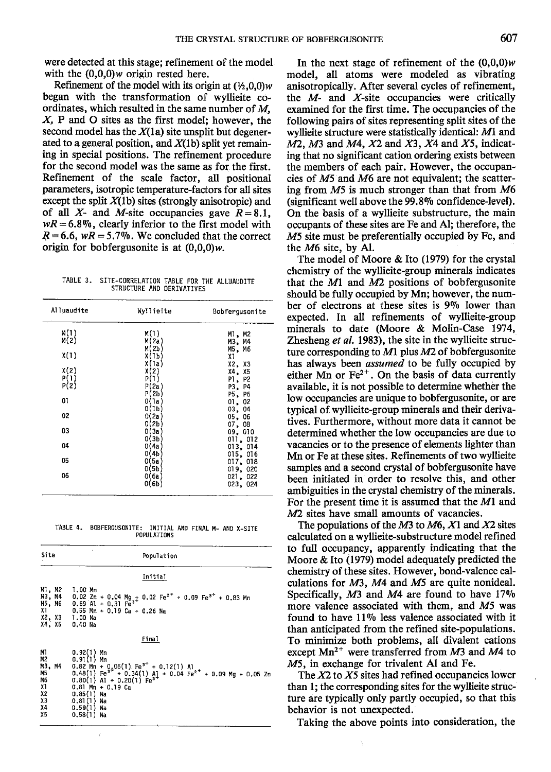were detected at this stage; refinement of the model with the (0,0,0)*w* origin rested here.

Refinement of the model with its origin at (½,0,0)*w* began with the transformation of wyllieite coordinates, which resulted in the same number of *M*, *X*, P and O sites as the first model; however, the second model has the *X*(1a) site unsplit but degenerated to a general position, and *X*(1b) split yet remaining in special positions. The refinement procedure for the second model was the same as for the first. Refinement of the scale factor, all positional parameters, isotropic temperature-factors for all sites except the split *X*(1b) sites (strongly anisotropic) and of all *X*- and *M*-site occupancies gave $R = 8.1$, $wR = 6.8\%$, clearly inferior to the first model with $R = 6.6$, $wR = 5.7\%$. We concluded that the correct origin for bobfergusonite is at (0,0,0)*w*.

TABLE 3. SITE-CORRELATION TABLE FOR THE ALLUAUDITE STRUCTURE AND DERIVATIVES

| Alluaudite | Wyllieite | Bobfergusonite |
|---|---|---|
| M(1) | M(1) | M1, M2 |
| M(2) | M(2a) | M3, M4 |
| | M(2b) | M5, M6 |
| X(1) | X(1b) | X1 |
| | X(1a) | X2, X3 |
| X(2) | X(2) | X4, X5 |
| P(1) | P(1) | P1, P2 |
| P(2) | P(2a) | P3, P4 |
| | P(2b) | P5, P6 |
| O1 | O(1a) | O1, O2 |
| | O(1b) | O3, O4 |
| O2 | O(2a) | O5, O6 |
| | O(2b) | O7, O8 |
| O3 | O(3a) | O9, O10 |
| | O(3b) | O11, O12 |
| O4 | O(4a) | O13, O14 |
| | O(4b) | O15, O16 |
| O5 | O(5a) | O17, O18 |
| | O(5b) | O19, O20 |
| O6 | O(6a) | O21, O22 |
| | O(6b) | O23, O24 |

TABLE 4. BOBFERGUSONITE: INITIAL AND FINAL M- AND X-SITE POPULATIONS

| Site | Population |
|---|---|
| | **Initial** |
| M1, M2 | 1.00 Mn |
| M3, M4 | 0.02 Zn + 0.04 Mg + 0.02 $Fe^{2+}$ + 0.09 $Fe^{3+}$ + 0.83 Mn |
| M5, M6 | 0.69 Al + 0.31 $Fe^{3+}$ |
| X1 | 0.55 Mn + 0.19 Ca + 0.26 Na |
| X2, X3 | 1.00 Na |
| X4, X5 | 0.40 Na |
| | **Final** |
| M1 | 0.92(1) Mn |
| M2 | 0.91(1) Mn |
| M3, M4 | 0.82 Mn + 0.06(1) $Fe^{3+}$ + 0.12(1) Al |
| M5 | 0.48(1) $Fe^{3+}$ + 0.34(1) Al + 0.04 $Fe^{2+}$ + 0.09 Mg + 0.05 Zn |
| M6 | 0.80(1) Al + 0.20(1) $Fe^{3+}$ |
| X1 | 0.81 Mn + 0.19 Ca |
| X2 | 0.85(1) Na |
| X3 | 0.81(1) Na |
| X4 | 0.59(1) Na |
| X5 | 0.58(1) Na |

In the next stage of refinement of the (0,0,0)*w* model, all atoms were modeled as vibrating anisotropically. After several cycles of refinement, the *M*- and *X*-site occupancies were critically examined for the first time. The occupancies of the following pairs of sites representing split sites of the wyllieite structure were statistically identical: *M*1 and *M*2, *M*3 and *M*4, *X*2 and *X*3, *X*4 and *X*5, indicating that no significant cation ordering exists between the members of each pair. However, the occupancies of *M*5 and *M*6 are not equivalent; the scattering from *M*5 is much stronger than that from *M*6 (significant well above the 99.8% confidence-level). On the basis of a wyllieite substructure, the main occupants of these sites are Fe and Al; therefore, the *M*5 site must be preferentially occupied by Fe, and the *M*6 site, by Al.

The model of Moore & Ito (1979) for the crystal chemistry of the wyllieite-group minerals indicates that the *M*1 and *M*2 positions of bobfergusonite should be fully occupied by Mn; however, the number of electrons at these sites is 9% lower than expected. In all refinements of wyllieite-group minerals to date (Moore & Molin-Case 1974, Zhesheng *et al.* 1983), the site in the wyllieite structure corresponding to *M*1 plus *M*2 of bobfergusonite has always been *assumed* to be fully occupied by either Mn or $Fe^{2+}$. On the basis of data currently available, it is not possible to determine whether the low occupancies are unique to bobfergusonite, or are typical of wyllieite-group minerals and their derivatives. Furthermore, without more data it cannot be determined whether the low occupancies are due to vacancies or to the presence of elements lighter than Mn or Fe at these sites. Refinements of two wyllieite samples and a second crystal of bobfergusonite have been initiated in order to resolve this, and other ambiguities in the crystal chemistry of the minerals. For the present time it is assumed that the *M*1 and *M*2 sites have small amounts of vacancies.

The populations of the *M*3 to *M*6, *X*1 and *X*2 sites calculated on a wyllieite-substructure model refined to full occupancy, apparently indicating that the Moore & Ito (1979) model adequately predicted the chemistry of these sites. However, bond-valence calculations for *M*3, *M*4 and *M*5 are quite nonideal. Specifically, *M*3 and *M*4 are found to have 17% more valence associated with them, and *M*5 was found to have 11% less valence associated with it than anticipated from the refined site-populations. To minimize both problems, all divalent cations except $Mn^{2+}$ were transferred from *M*3 and *M*4 to *M*5, in exchange for trivalent Al and Fe.

The *X*2 to *X*5 sites had refined occupancies lower than 1; the corresponding sites for the wyllieite structure are typically only partly occupied, so that this behavior is not unexpected.

Taking the above points into consideration, the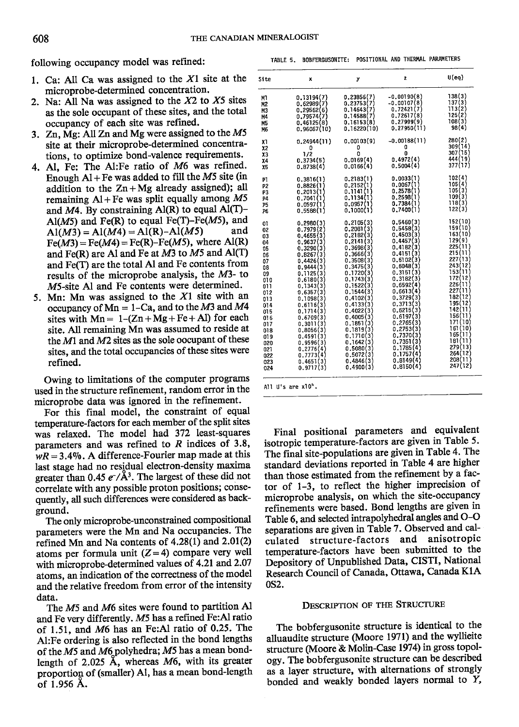following occupancy model was refined:

1. Ca: All Ca was assigned to the X1 site at the microprobe-determined concentration.
2. Na: All Na was assigned to the X2 to X5 sites as the sole occupant of these sites, and the total occupancy of each site was refined.
3. Zn, Mg: All Zn and Mg were assigned to the M5 site at their microprobe-determined concentrations, to optimize bond-valence requirements.
4. Al, Fe: The Al:Fe ratio of M6 was refined. Enough Al + Fe was added to fill the M5 site (in addition to the Zn + Mg already assigned); all remaining Al + Fe was split equally among M5 and M4. By constraining Al(R) to equal Al(T)–Al(M5) and Fe(R) to equal Fe(T)–Fe(M5), and Al(M3) = Al(M4) = Al(R)–Al(M5) and Fe(M3) = Fe(M4) = Fe(R)–Fe(M5), where Al(R) and Fe(R) are Al and Fe at M3 to M5 and Al(T) and Fe(T) are the total Al and Fe contents from results of the microprobe analysis, the M3- to M5-site Al and Fe contents were determined.
5. Mn: Mn was assigned to the X1 site with an occupancy of Mn = 1–Ca, and to the M3 and M4 sites with Mn = 1–(Zn + Mg + Fe + Al) for each site. All remaining Mn was assumed to reside at the M1 and M2 sites as the sole oocupant of these sites, and the total occupancies of these sites were refined.

Owing to limitations of the computer programs used in the structure refinement, random error in the microprobe data was ignored in the refinement.

For this final model, the constraint of equal temperature-factors for each member of the split sites was relaxed. The model had 372 least-squares parameters and was refined to R indices of 3.8, wR = 3.4%. A difference-Fourier map made at this last stage had no residual electron-density maxima greater than 0.45 $e^-/Å^3$. The largest of these did not correlate with any possible proton positions; consequently, all such differences were considered as background.

The only microprobe-unconstrained compositional parameters were the Mn and Na occupancies. The refined Mn and Na contents of 4.28(1) and 2.01(2) atoms per formula unit (Z = 4) compare very well with microprobe-determined values of 4.21 and 2.07 atoms, an indication of the correctness of the model and the relative freedom from error of the intensity data.

The M5 and M6 sites were found to partition Al and Fe very differently. M5 has a refined Fe:Al ratio of 1.51, and M6 has an Fe:Al ratio of 0.25. The Al:Fe ordering is also reflected in the bond lengths of the M5 and M6 polyhedra; M5 has a mean bond-length of 2.025 Å, whereas M6, with its greater proportion of (smaller) Al, has a mean bond-length of 1.956 Å.

TABLE 5. BOBFERGUSONITE: POSITIONAL AND THERMAL PARAMETERS

| Site | x | y | z | U(eq) |
|---|---|---|---|---|
| M1 | 0.13194(7) | 0.23856(7) | -0.00190(8) | 138(3) |
| M2 | 0.62989(7) | 0.23753(7) | -0.00107(8) | 137(3) |
| M3 | 0.29562(6) | 0.14643(7) | 0.72421(7) | 113(2) |
| M4 | 0.79574(7) | 0.14588(7) | 0.72617(8) | 125(2) |
| M5 | 0.46125(8) | 0.16153(8) | 0.27999(9) | 118(3) |
| M6 | 0.96067(10) | 0.16220(10) | 0.27950(11) | 98(4) |
| X1 | 0.24944(11) | 0.00103(9) | -0.00188(11) | 280(2) |
| X2 | 0 | 0 | 0 | 309(14) |
| X3 | 1/2 | 0 | 0 | 307(15) |
| X4 | 0.3734(5) | 0.0169(4) | 0.4972(4) | 444(19) |
| X5 | 0.8738(4) | 0.0166(4) | 0.5004(4) | 377(17) |
| P1 | 0.3816(1) | 0.2183(1) | 0.0033(1) | 102(4) |
| P2 | 0.8826(1) | 0.2152(1) | 0.0067(1) | 105(4) |
| P3 | 0.2013(1) | 0.1141(1) | 0.2578(1) | 105(3) |
| P4 | 0.7041(1) | 0.1134(1) | 0.2598(1) | 109(3) |
| P5 | 0.0597(1) | 0.0957(1) | 0.7384(1) | 118(3) |
| P6 | 0.5588(1) | 0.1000(1) | 0.7400(1) | 122(3) |
| O1 | 0.2980(3) | 0.2105(3) | 0.5460(3) | 152(10) |
| O2 | 0.7979(2) | 0.2081(3) | 0.5458(3) | 159(10) |
| O3 | 0.4655(3) | 0.2182(3) | 0.4503(3) | 163(10) |
| O4 | 0.9637(3) | 0.2141(3) | 0.4457(3) | 129(9) |
| O5 | 0.3290(3) | 0.3698(3) | 0.4182(3) | 225(11) |
| O6 | 0.8267(3) | 0.3666(3) | 0.4151(3) | 215(11) |
| O7 | 0.4426(3) | 0.3508(3) | 0.6102(3) | 227(13) |
| O8 | 0.9444(3) | 0.3475(3) | 0.6048(3) | 243(12) |
| O9 | 0.1125(3) | 0.1720(3) | 0.3151(3) | 153(11) |
| O10 | 0.6180(3) | 0.1743(3) | 0.3182(3) | 172(12) |
| O11 | 0.1343(3) | 0.1522(3) | 0.6592(4) | 226(11) |
| O12 | 0.6357(3) | 0.1544(3) | 0.6613(4) | 227(11) |
| O13 | 0.1098(3) | 0.4102(3) | 0.3729(3) | 182(12) |
| O14 | 0.6116(3) | 0.4133(3) | 0.3713(3) | 195(12) |
| O15 | 0.1714(3) | 0.4022(3) | 0.6215(3) | 142(11) |
| O16 | 0.6709(3) | 0.4005(3) | 0.6197(3) | 156(11) |
| O17 | 0.3011(3) | 0.1851(3) | 0.2765(3) | 171(10) |
| O18 | 0.8056(3) | 0.1819(3) | 0.2753(3) | 161(10) |
| O19 | 0.4591(3) | 0.1710(3) | 0.7370(3) | 165(11) |
| O20 | 0.9596(3) | 0.1642(3) | 0.7351(3) | 181(11) |
| O21 | 0.2776(4) | 0.5080(3) | 0.1785(4) | 279(13) |
| O22 | 0.7773(4) | 0.5072(3) | 0.1757(4) | 264(12) |
| O23 | 0.4651(3) | 0.4846(3) | 0.8149(4) | 208(11) |
| O24 | 0.9717(3) | 0.4900(3) | 0.8150(4) | 247(12) |

All U's are $\times 10^4$.

Final positional parameters and equivalent isotropic temperature-factors are given in Table 5. The final site-populations are given in Table 4. The standard deviations reported in Table 4 are higher than those estimated from the refinement by a factor of 1–3, to reflect the higher imprecision of microprobe analysis, on which the site-occupancy refinements were based. Bond lengths are given in Table 6, and selected intrapolyhedral angles and O–O separations are given in Table 7. Observed and calculated structure-factors and anisotropic temperature-factors have been submitted to the Depository of Unpublished Data, CISTI, National Research Council of Canada, Ottawa, Canada K1A 0S2.

## DESCRIPTION OF THE STRUCTURE

The bobfergusonite structure is identical to the alluaudite structure (Moore 1971) and the wyllieite structure (Moore & Molin-Case 1974) in gross topology. The bobfergusonite structure can be described as a layer structure, with alternations of strongly bonded and weakly bonded layers normal to Y,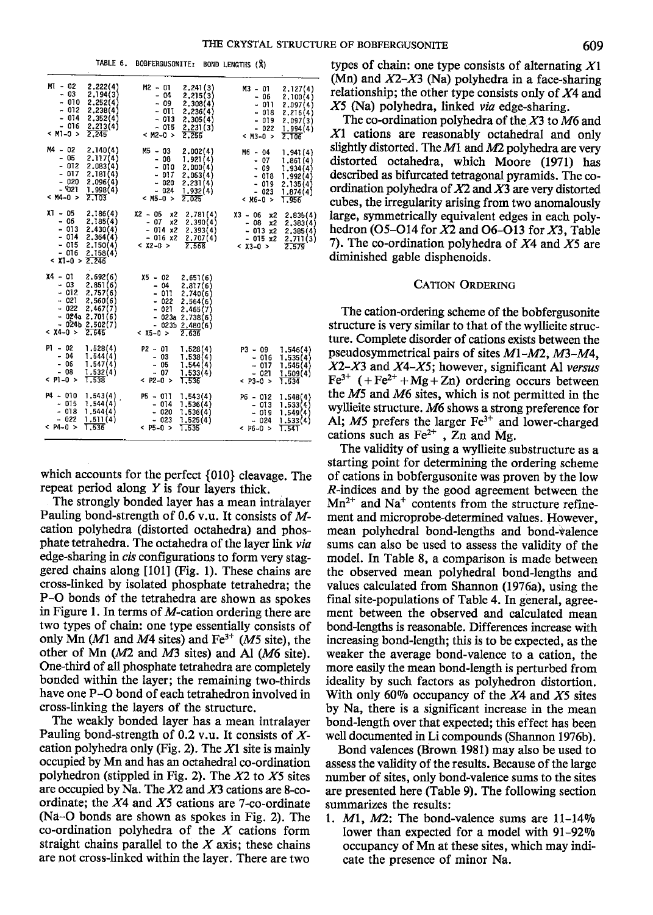TABLE 6. BOBFERGUSONITE: BOND LENGTHS (Å)

| | | | | | |
|---|---|---|---|---|---|
| M1 - O2 | 2.222(4) | M2 - O1 | 2.241(3) | M3 - O1 | 2.127(4) |
| - O3 | 2.194(3) | - O4 | 2.215(3) | - O6 | 2.100(4) |
| - O10 | 2.252(4) | - O9 | 2.308(4) | - O11 | 2.097(4) |
| - O12 | 2.238(4) | - O11 | 2.236(4) | - O18 | 2.216(4) |
| - O14 | 2.352(4) | - O13 | 2.305(4) | - O19 | 2.097(3) |
| - O16 | 2.213(4) | - O15 | 2.231(3) | - O22 | 1.994(4) |
| < M1-O > | 2.245 | < M2-O > | 2.256 | < M3-O > | 2.106 |
| M4 - O2 | 2.140(4) | M5 - O3 | 2.002(4) | M6 - O4 | 1.941(4) |
| - O5 | 2.117(4) | - O8 | 1.921(4) | - O7 | 1.861(4) |
| - O12 | 2.083(4) | - O10 | 2.000(4) | - O9 | 1.934(4) |
| - O17 | 2.181(4) | - O17 | 2.063(4) | - O18 | 1.992(4) |
| - O20 | 2.096(4) | - O20 | 2.231(4) | - O19 | 2.135(4) |
| - O21 | 1.998(4) | - O24 | 1.932(4) | - O23 | 1.874(4) |
| < M4-O > | 2.103 | < M5-O > | 2.025 | < M6-O > | 1.956 |
| X1 - O5 | 2.186(4) | X2 - O5 x2 | 2.781(4) | X3 - O6 x2 | 2.835(4) |
| - O6 | 2.185(4) | - O7 x2 | 2.390(4) | - O8 x2 | 2.383(4) |
| - O13 | 2.430(4) | - O14 x2 | 2.393(4) | - O13 x2 | 2.385(4) |
| - O14 | 2.364(4) | - O16 x2 | 2.707(4) | - O15 x2 | 2.711(3) |
| - O15 | 2.150(4) | < X2-O > | 2.568 | < X3-O > | 2.579 |
| - O16 | 2.158(4) | | | | |
| < X1-O > | 2.246 | | | | |
| X4 - O1 | 2.692(6) | X5 - O2 | 2.651(6) | | |
| - O3 | 2.851(6) | - O4 | 2.817(6) | | |
| - O12 | 2.757(6) | - O11 | 2.740(6) | | |
| - O21 | 2.560(6) | - O22 | 2.564(6) | | |
| - O22 | 2.467(7) | - O21 | 2.465(7) | | |
| - O24a | 2.701(6) | - O23a | 2.738(6) | | |
| - O24b | 2.502(7) | - O23b | 2.480(6) | | |
| < X4-O > | 2.646 | < X5-O > | 2.636 | | |
| P1 - O2 | 1.528(4) | P2 - O1 | 1.528(4) | P3 - O9 | 1.546(4) |
| - O4 | 1.544(4) | - O3 | 1.538(4) | - O16 | 1.535(4) |
| - O6 | 1.547(4) | - O5 | 1.544(4) | - O17 | 1.545(4) |
| - O8 | 1.532(4) | - O7 | 1.533(4) | - O21 | 1.509(4) |
| < P1-O > | 1.538 | < P2-O > | 1.536 | < P3-O > | 1.534 |
| P4 - O10 | 1.543(4) | P5 - O11 | 1.543(4) | P6 - O12 | 1.548(4) |
| - O15 | 1.544(4) | - O14 | 1.536(4) | - O13 | 1.533(4) |
| - O18 | 1.544(4) | - O20 | 1.536(4) | - O19 | 1.549(4) |
| - O22 | 1.511(4) | - O23 | 1.525(4) | - O24 | 1.533(4) |
| < P4-O > | 1.536 | < P5-O > | 1.535 | < P6-O > | 1.541 |

which accounts for the perfect {010} cleavage. The repeat period along *Y* is four layers thick.

The strongly bonded layer has a mean intralayer Pauling bond-strength of 0.6 v.u. It consists of *M*-cation polyhedra (distorted octahedra) and phosphate tetrahedra. The octahedra of the layer link *via* edge-sharing in *cis* configurations to form very staggered chains along [101] (Fig. 1). These chains are cross-linked by isolated phosphate tetrahedra; the P–O bonds of the tetrahedra are shown as spokes in Figure 1. In terms of *M*-cation ordering there are two types of chain: one type essentially consists of only Mn (*M*1 and *M*4 sites) and $Fe^{3+}$ (*M*5 site), the other of Mn (*M*2 and *M*3 sites) and Al (*M*6 site). One-third of all phosphate tetrahedra are completely bonded within the layer; the remaining two-thirds have one P–O bond of each tetrahedron involved in cross-linking the layers of the structure.

The weakly bonded layer has a mean intralayer Pauling bond-strength of 0.2 v.u. It consists of *X*-cation polyhedra only (Fig. 2). The *X*1 site is mainly occupied by Mn and has an octahedral co-ordination polyhedron (stippled in Fig. 2). The *X*2 to *X*5 sites are occupied by Na. The *X*2 and *X*3 cations are 8-co-ordinate; the *X*4 and *X*5 cations are 7-co-ordinate (Na–O bonds are shown as spokes in Fig. 2). The co-ordination polyhedra of the *X* cations form straight chains parallel to the *X* axis; these chains are not cross-linked within the layer. There are two types of chain: one type consists of alternating *X*1 (Mn) and *X*2–*X*3 (Na) polyhedra in a face-sharing relationship; the other type consists only of *X*4 and *X*5 (Na) polyhedra, linked *via* edge-sharing.

The co-ordination polyhedra of the *X*3 to *M*6 and *X*1 cations are reasonably octahedral and only slightly distorted. The *M*1 and *M*2 polyhedra are very distorted octahedra, which Moore (1971) has described as bifurcated tetragonal pyramids. The co-ordination polyhedra of *X*2 and *X*3 are very distorted cubes, the irregularity arising from two anomalously large, symmetrically equivalent edges in each polyhedron (O5–O14 for *X*2 and O6–O13 for *X*3, Table 7). The co-ordination polyhedra of *X*4 and *X*5 are diminished gable disphenoids.

## CATION ORDERING

The cation-ordering scheme of the bobfergusonite structure is very similar to that of the wyllieite structure. Complete disorder of cations exists between the pseudosymmetrical pairs of sites *M*1–*M*2, *M*3–*M*4, *X*2–*X*3 and *X*4–*X*5; however, significant Al *versus* $Fe^{3+}$ ($+Fe^{2+}+Mg+Zn$) ordering occurs between the *M*5 and *M*6 sites, which is not permitted in the wyllieite structure. *M*6 shows a strong preference for Al; *M*5 prefers the larger $Fe^{3+}$ and lower-charged cations such as $Fe^{2+}$, Zn and Mg.

The validity of using a wyllieite substructure as a starting point for determining the ordering scheme of cations in bobfergusonite was proven by the low *R*-indices and by the good agreement between the $Mn^{2+}$ and $Na^{+}$ contents from the structure refinement and microprobe-determined values. However, mean polyhedral bond-lengths and bond-valence sums can also be used to assess the validity of the model. In Table 8, a comparison is made between the observed mean polyhedral bond-lengths and values calculated from Shannon (1976a), using the final site-populations of Table 4. In general, agreement between the observed and calculated mean bond-lengths is reasonable. Differences increase with increasing bond-length; this is to be expected, as the weaker the average bond-valence to a cation, the more easily the mean bond-length is perturbed from ideality by such factors as polyhedron distortion. With only 60% occupancy of the *X*4 and *X*5 sites by Na, there is a significant increase in the mean bond-length over that expected; this effect has been well documented in Li compounds (Shannon 1976b).

Bond valences (Brown 1981) may also be used to assess the validity of the results. Because of the large number of sites, only bond-valence sums to the sites are presented here (Table 9). The following section summarizes the results:

1. *M*1, *M*2: The bond-valence sums are 11–14% lower than expected for a model with 91–92% occupancy of Mn at these sites, which may indicate the presence of minor Na.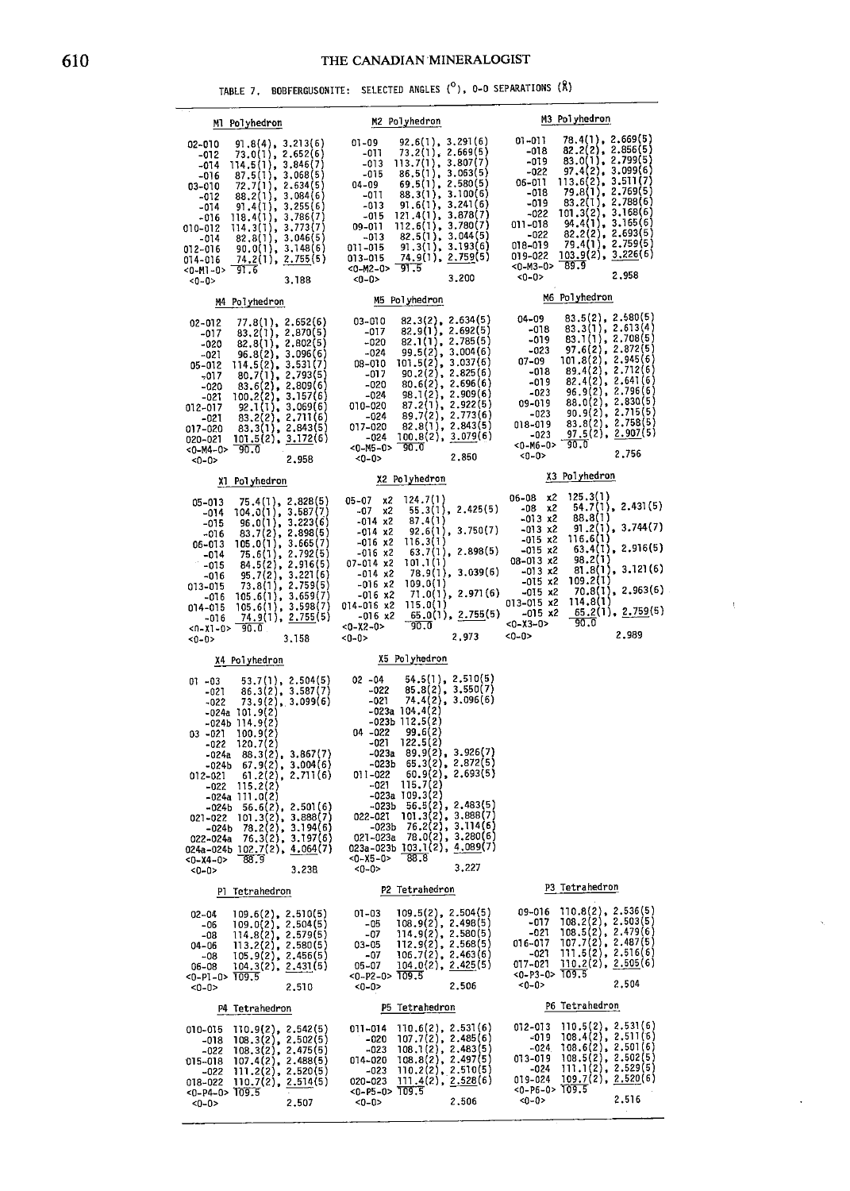TABLE 7. BOBFERGUSONITE: SELECTED ANGLES (°), O-O SEPARATIONS (Å)

**M1 Polyhedron**

| | | |
|---|---|---|
| O2-O10 | 91.8(4), | 3.213(6) |
| -O12 | 73.0(1), | 2.652(6) |
| -O14 | 114.5(1), | 3.846(7) |
| -O16 | 87.5(1), | 3.068(5) |
| O3-O10 | 72.7(1), | 2.634(5) |
| -O12 | 88.2(1), | 3.084(6) |
| -O14 | 91.4(1), | 3.255(6) |
| -O16 | 118.4(1), | 3.786(7) |
| O10-O12 | 114.3(1), | 3.773(7) |
| -O14 | 82.8(1), | 3.046(5) |
| O12-O16 | 90.0(1), | 3.148(6) |
| O14-O16 | 74.2(1), | 2.755(5) |
| <O-M1-O> | 91.6 | |
| <O-O> | | 3.188 |

**M2 Polyhedron**

| | | |
|---|---|---|
| O1-O9 | 92.6(1), | 3.291(6) |
| -O11 | 73.2(1), | 2.669(5) |
| -O13 | 113.7(1), | 3.807(7) |
| -O15 | 86.5(1), | 3.063(5) |
| O4-O9 | 69.5(1), | 2.580(5) |
| -O11 | 88.3(1), | 3.100(6) |
| -O13 | 91.6(1), | 3.241(6) |
| -O15 | 121.4(1), | 3.878(7) |
| O9-O11 | 112.6(1), | 3.780(7) |
| -O13 | 82.5(1), | 3.044(5) |
| O11-O15 | 91.3(1), | 3.193(6) |
| O13-O15 | 74.9(1), | 2.759(6) |
| <O-M2-O> | 91.5 | |
| <O-O> | | 3.200 |

**M3 Polyhedron**

| | | |
|---|---|---|
| O1-O11 | 78.4(1), | 2.669(5) |
| -O18 | 82.2(2), | 2.856(5) |
| -O19 | 83.0(1), | 2.799(5) |
| -O22 | 97.4(2), | 3.099(6) |
| O6-O11 | 113.6(2), | 3.511(7) |
| -O18 | 79.8(1), | 2.769(5) |
| -O19 | 83.2(1), | 2.788(6) |
| -O22 | 101.3(2), | 3.168(6) |
| O11-O18 | 94.4(1), | 3.165(6) |
| -O22 | 82.2(2), | 2.693(5) |
| O18-O19 | 79.4(1), | 2.759(5) |
| O19-O22 | 103.9(2), | 3.226(6) |
| <O-M3-O> | 89.9 | |
| <O-O> | | 2.958 |

**M4 Polyhedron**

| | | |
|---|---|---|
| O2-O12 | 77.8(1), | 2.652(6) |
| -O17 | 83.2(1), | 2.870(5) |
| -O20 | 82.8(1), | 2.802(5) |
| -O21 | 96.8(2), | 3.096(6) |
| O5-O12 | 114.5(2), | 3.531(7) |
| -O17 | 80.7(1), | 2.793(5) |
| -O20 | 83.6(2), | 2.809(6) |
| -O21 | 100.2(2), | 3.157(6) |
| O12-O17 | 92.1(1), | 3.069(6) |
| -O21 | 83.2(2), | 2.711(6) |
| O17-O20 | 83.3(1), | 2.843(5) |
| O20-O21 | 101.5(2), | 3.172(6) |
| <O-M4-O> | 90.0 | |
| <O-O> | | 2.958 |

**M5 Polyhedron**

| | | |
|---|---|---|
| O3-O10 | 82.3(2), | 2.634(5) |
| -O17 | 82.9(1), | 2.692(5) |
| -O20 | 82.1(1), | 2.785(5) |
| -O24 | 99.5(2), | 3.004(6) |
| O8-O10 | 101.5(2), | 3.037(6) |
| -O17 | 90.2(2), | 2.825(6) |
| -O20 | 80.6(2), | 2.696(6) |
| -O24 | 98.1(2), | 2.909(6) |
| O10-O20 | 87.2(1), | 2.922(5) |
| -O24 | 89.7(2), | 2.773(6) |
| O17-O20 | 82.8(1), | 2.843(5) |
| -O24 | 100.8(2), | 3.079(6) |
| <O-M5-O> | 90.0 | |
| <O-O> | | 2.850 |

**M6 Polyhedron**

| | | |
|---|---|---|
| O4-O9 | 83.5(2), | 2.580(5) |
| -O18 | 83.3(1), | 2.613(4) |
| -O19 | 83.1(1), | 2.708(5) |
| -O23 | 97.6(2), | 2.872(5) |
| O7-O9 | 101.8(2), | 2.945(6) |
| -O18 | 89.4(2), | 2.712(6) |
| -O19 | 82.4(2), | 2.641(6) |
| -O23 | 96.9(2), | 2.796(6) |
| O9-O19 | 88.0(2), | 2.830(5) |
| -O23 | 90.9(2), | 2.715(5) |
| O18-O19 | 83.8(2), | 2.758(5) |
| -O23 | 97.5(2), | 2.907(5) |
| <O-M6-O> | 90.0 | |
| <O-O> | | 2.756 |

**X1 Polyhedron**

| | | |
|---|---|---|
| O5-O13 | 75.4(1), | 2.828(5) |
| -O14 | 104.0(1), | 3.587(7) |
| -O15 | 96.0(1), | 3.223(6) |
| -O16 | 83.7(2), | 2.898(5) |
| O6-O13 | 105.0(1), | 3.665(7) |
| -O14 | 75.6(1), | 2.792(5) |
| -O15 | 84.5(2), | 2.916(5) |
| -O16 | 95.7(2), | 3.221(6) |
| O13-O15 | 73.8(1), | 2.759(5) |
| -O16 | 105.6(1), | 3.659(7) |
| O14-O15 | 105.6(1), | 3.598(7) |
| -O16 | 74.9(1), | 2.755(5) |
| <O-X1-O> | 90.0 | |
| <O-O> | | 3.158 |

**X2 Polyhedron**

| | | |
|---|---|---|
| O5-O7 x2 | 124.7(1) | |
| -O7 x2 | 55.3(1), | 2.425(5) |
| -O14 x2 | 87.4(1) | |
| -O14 x2 | 92.6(1), | 3.750(7) |
| -O16 x2 | 116.3(1) | |
| -O16 x2 | 63.7(1), | 2.898(5) |
| O7-O14 x2 | 101.1(1) | |
| -O14 x2 | 78.9(1), | 3.039(6) |
| -O16 x2 | 109.0(1) | |
| -O16 x2 | 71.0(1), | 2.971(6) |
| O14-O16 x2 | 115.0(1) | |
| -O16 x2 | 65.0(1), | 2.755(5) |
| <O-X2-O> | 90.0 | |
| <O-O> | | 2.973 |

**X3 Polyhedron**

| | | |
|---|---|---|
| O6-O8 x2 | 125.3(1) | |
| -O8 x2 | 54.7(1), | 2.431(5) |
| -O13 x2 | 88.8(1) | |
| -O13 x2 | 91.2(1), | 3.744(7) |
| -O15 x2 | 116.6(1) | |
| -O15 x2 | 63.4(1), | 2.916(5) |
| O8-O13 x2 | 98.2(1) | |
| -O13 x2 | 81.8(1), | 3.121(6) |
| -O15 x2 | 109.2(1) | |
| -O15 x2 | 70.8(1), | 2.963(6) |
| O13-O15 x2 | 114.8(1) | |
| -O15 x2 | 65.2(1), | 2.759(5) |
| <O-X3-O> | 90.0 | |
| <O-O> | | 2.989 |

**X4 Polyhedron**

| | | |
|---|---|---|
| O1-O3 | 53.7(1), | 2.504(5) |
| -O21 | 86.3(2), | 3.587(7) |
| -O22 | 73.9(2), | 3.099(6) |
| -O24a | 101.9(2) | |
| -O24b | 114.9(2) | |
| O3-O21 | 100.9(2) | |
| -O22 | 120.7(2) | |
| -O24a | 88.3(2), | 3.867(7) |
| -O24b | 67.9(2), | 3.004(6) |
| O12-O21 | 61.2(2), | 2.711(6) |
| -O22 | 115.2(2) | |
| -O24a | 111.0(2) | |
| -O24b | 56.6(2), | 2.501(6) |
| O21-O22 | 101.3(2), | 3.888(7) |
| -O24b | 78.2(2), | 3.194(6) |
| O22-O24a | 76.3(2), | 3.197(6) |
| O24a-O24b | 102.7(2), | 4.064(7) |
| <O-X4-O> | 88.9 | |
| <O-O> | | 3.238 |

**X5 Polyhedron**

| | | |
|---|---|---|
| O2-O4 | 54.5(1), | 2.510(5) |
| -O22 | 85.8(2), | 3.550(7) |
| -O21 | 74.4(2), | 3.096(6) |
| -O23a | 104.4(2) | |
| -O23b | 112.5(2) | |
| O4-O22 | 99.6(2) | |
| -O21 | 122.5(2) | |
| -O23a | 89.9(2), | 3.926(7) |
| -O23b | 65.3(2), | 2.872(5) |
| O11-O22 | 60.9(2), | 2.693(5) |
| -O21 | 115.7(2) | |
| -O23a | 109.3(2) | |
| -O23b | 56.5(2), | 2.483(5) |
| O22-O21 | 101.3(2), | 3.888(7) |
| -O23b | 76.2(2), | 3.114(6) |
| O21-O23a | 78.0(2), | 3.280(6) |
| O23a-O23b | 103.1(2), | 4.089(7) |
| <O-X5-O> | 88.8 | |
| <O-O> | | 3.227 |

**P1 Tetrahedron**

| | | |
|---|---|---|
| O2-O4 | 109.6(2), | 2.510(5) |
| -O6 | 109.0(2), | 2.504(5) |
| -O8 | 114.8(2), | 2.579(5) |
| O4-O6 | 113.2(2), | 2.580(5) |
| -O8 | 105.9(2), | 2.456(5) |
| O6-O8 | 104.3(2), | 2.431(5) |
| <O-P1-O> | 109.5 | |
| <O-O> | | 2.510 |

**P2 Tetrahedron**

| | | |
|---|---|---|
| O1-O3 | 109.5(2), | 2.504(5) |
| -O5 | 108.9(2), | 2.498(5) |
| -O7 | 114.9(2), | 2.580(5) |
| O3-O5 | 112.9(2), | 2.568(5) |
| -O7 | 106.7(2), | 2.463(6) |
| O5-O7 | 104.0(2), | 2.425(5) |
| <O-P2-O> | 109.5 | |
| <O-O> | | 2.506 |

**P3 Tetrahedron**

| | | |
|---|---|---|
| O9-O16 | 110.8(2), | 2.536(5) |
| -O17 | 108.2(2), | 2.503(5) |
| -O21 | 108.5(2), | 2.479(6) |
| O16-O17 | 107.7(2), | 2.487(5) |
| -O21 | 111.5(2), | 2.516(6) |
| O17-O21 | 110.2(2), | 2.505(6) |
| <O-P3-O> | 109.5 | |
| <O-O> | | 2.504 |

**P4 Tetrahedron**

| | | |
|---|---|---|
| O10-O15 | 110.9(2), | 2.542(5) |
| -O18 | 108.3(2), | 2.502(5) |
| -O22 | 108.3(2), | 2.475(5) |
| O15-O18 | 107.4(2), | 2.488(5) |
| -O22 | 111.2(2), | 2.520(5) |
| O18-O22 | 110.7(2), | 2.514(5) |
| <O-P4-O> | 109.5 | |
| <O-O> | | 2.507 |

**P5 Tetrahedron**

| | | |
|---|---|---|
| O11-O14 | 110.6(2), | 2.531(6) |
| -O20 | 107.7(2), | 2.485(6) |
| -O23 | 108.1(2), | 2.483(5) |
| O14-O20 | 108.8(2), | 2.497(5) |
| -O23 | 110.2(2), | 2.510(5) |
| O20-O23 | 111.4(2), | 2.528(6) |
| <O-P5-O> | 109.5 | |
| <O-O> | | 2.506 |

**P6 Tetrahedron**

| | | |
|---|---|---|
| O12-O13 | 110.5(2), | 2.531(6) |
| -O19 | 108.4(2), | 2.511(6) |
| -O24 | 108.6(2), | 2.501(6) |
| O13-O19 | 108.5(2), | 2.502(5) |
| -O24 | 111.1(2), | 2.529(5) |
| O19-O24 | 109.7(2), | 2.520(6) |
| <O-P6-O> | 109.5 | |
| <O-O> | | 2.516 |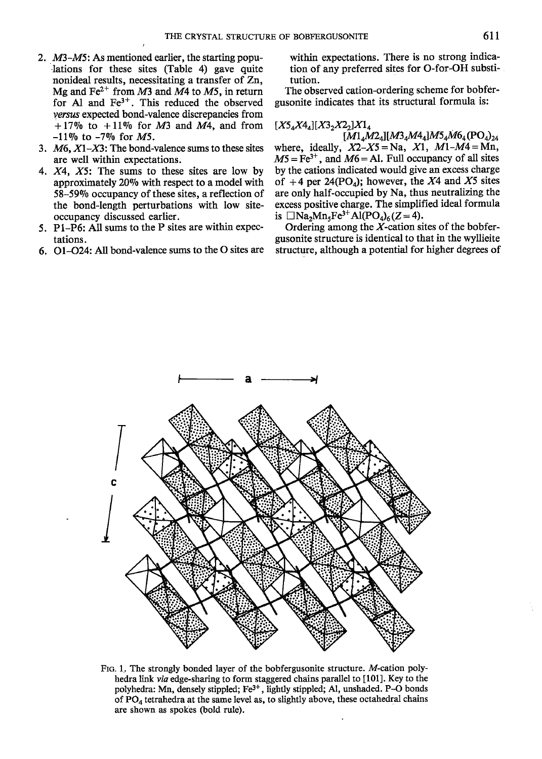2. *M*3–*M*5: As mentioned earlier, the starting populations for these sites (Table 4) gave quite nonideal results, necessitating a transfer of Zn, Mg and $Fe^{2+}$ from *M*3 and *M*4 to *M*5, in return for Al and $Fe^{3+}$. This reduced the observed *versus* expected bond-valence discrepancies from +17% to +11% for *M*3 and *M*4, and from -11% to -7% for *M*5.
3. *M*6, *X*1–*X*3: The bond-valence sums to these sites are well within expectations.
4. *X*4, *X*5: The sums to these sites are low by approximately 20% with respect to a model with 58–59% occupancy of these sites, a reflection of the bond-length perturbations with low site-occupancy discussed earlier.
5. P1–P6: All sums to the P sites are within expectations.
6. O1–O24: All bond-valence sums to the O sites are within expectations. There is no strong indication of any preferred sites for O-for-OH substitution.

The observed cation-ordering scheme for bobfergusonite indicates that its structural formula is:

$$[X5_4X4_4][X3_2X2_2]X1_4[M1_4M2_4][M3_4M4_4]M5_4M6_4(PO_4)_{24}$$

where, ideally, *X*2–*X*5 = Na, *X*1, *M*1–*M*4 = Mn, *M*5 = $Fe^{3+}$, and *M*6 = Al. Full occupancy of all sites by the cations indicated would give an excess charge of +4 per $24(PO_4)$; however, the *X*4 and *X*5 sites are only half-occupied by Na, thus neutralizing the excess positive charge. The simplified ideal formula is $\square Na_2Mn_5Fe^{3+}Al(PO_4)_6 (Z = 4)$.

Ordering among the *X*-cation sites of the bobfergusonite structure is identical to that in the wyllieite structure, although a potential for higher degrees of

FIG. 1. The strongly bonded layer of the bobfergusonite structure. *M*-cation polyhedra link *via* edge-sharing to form staggered chains parallel to [101]. Key to the polyhedra: Mn, densely stippled; $Fe^{3+}$, lightly stippled; Al, unshaded. P–O bonds of $PO_4$ tetrahedra at the same level as, to slightly above, these octahedral chains are shown as spokes (bold rule).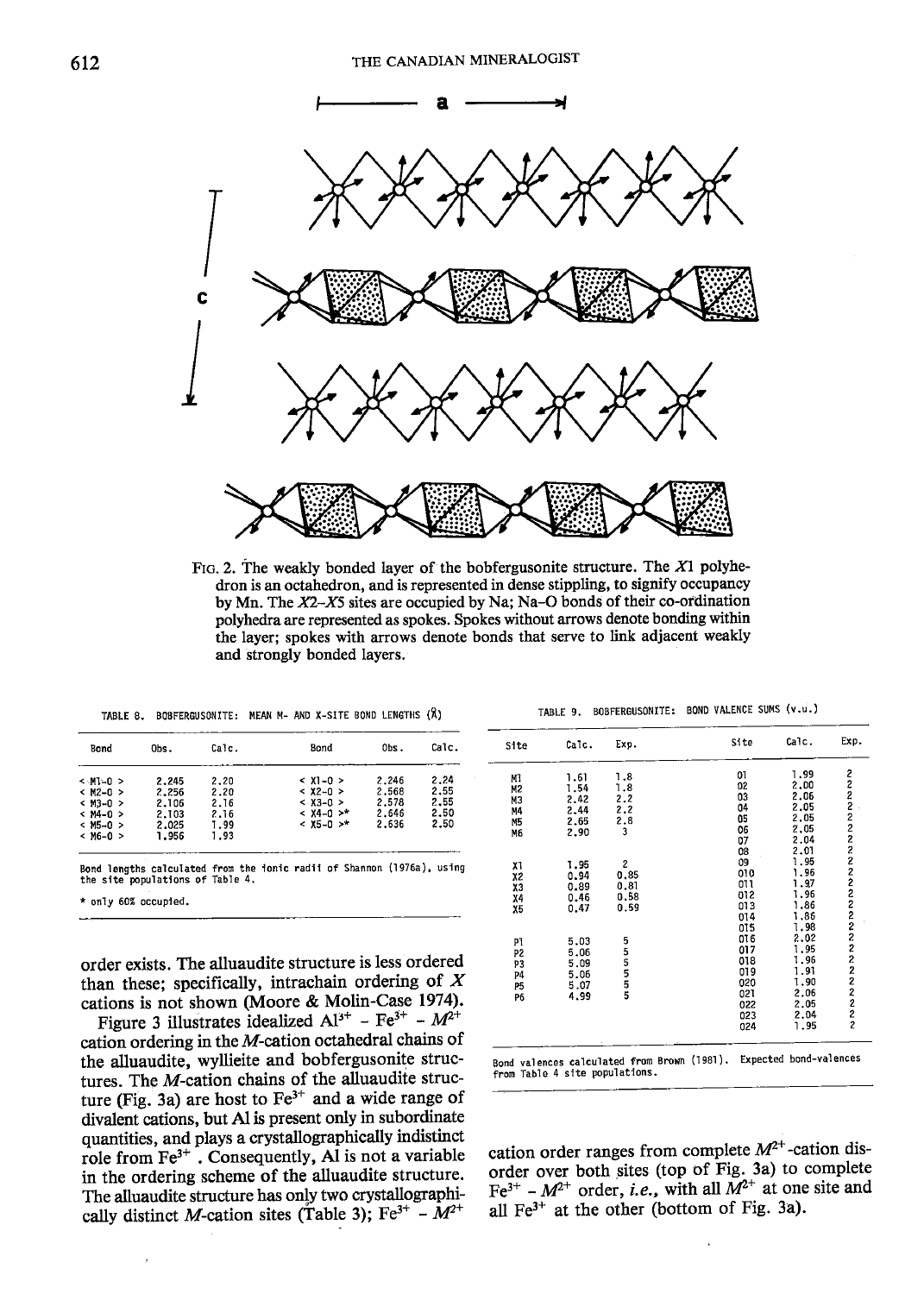FIG. 2. The weakly bonded layer of the bobfergusonite structure. The $X1$ polyhedron is an octahedron, and is represented in dense stippling, to signify occupancy by Mn. The $X2$–$X5$ sites are occupied by Na; Na–O bonds of their co-ordination polyhedra are represented as spokes. Spokes without arrows denote bonding within the layer; spokes with arrows denote bonds that serve to link adjacent weakly and strongly bonded layers.

TABLE 8. BOBFERGUSONITE: MEAN M- AND X-SITE BOND LENGTHS (Å)

| Bond | Obs. | Calc. | Bond | Obs. | Calc. |
|---|---|---|---|---|---|
| < M1-O > | 2.245 | 2.20 | < X1-O > | 2.246 | 2.24 |
| < M2-O > | 2.256 | 2.20 | < X2-O > | 2.568 | 2.55 |
| < M3-O > | 2.106 | 2.16 | < X3-O > | 2.578 | 2.55 |
| < M4-O > | 2.103 | 2.16 | < X4-O >* | 2.646 | 2.50 |
| < M5-O > | 2.025 | 1.99 | < X5-O >* | 2.636 | 2.50 |
| < M6-O > | 1.956 | 1.93 | | | |

Bond lengths calculated from the ionic radii of Shannon (1976a), using the site populations of Table 4.

\* only 60% occupied.

TABLE 9. BOBFERGUSONITE: BOND VALENCE SUMS (v.u.)

| Site | Calc. | Exp. | Site | Calc. | Exp. |
|---|---|---|---|---|---|
| M1 | 1.61 | 1.8 | O1 | 1.99 | 2 |
| M2 | 1.54 | 1.8 | O2 | 2.00 | 2 |
| M3 | 2.42 | 2.2 | O3 | 2.06 | 2 |
| M4 | 2.44 | 2.2 | O4 | 2.05 | 2 |
| M5 | 2.65 | 2.8 | O5 | 2.05 | 2 |
| M6 | 2.90 | 3 | O6 | 2.05 | 2 |
| | | | O7 | 2.04 | 2 |
| | | | O8 | 2.01 | 2 |
| X1 | 1.95 | 2 | O9 | 1.95 | 2 |
| X2 | 0.94 | 0.85 | O10 | 1.96 | 2 |
| X3 | 0.89 | 0.81 | O11 | 1.97 | 2 |
| X4 | 0.46 | 0.58 | O12 | 1.96 | 2 |
| X5 | 0.47 | 0.59 | O13 | 1.86 | 2 |
| | | | O14 | 1.86 | 2 |
| | | | O15 | 1.98 | 2 |
| P1 | 5.03 | 5 | O16 | 2.02 | 2 |
| P2 | 5.06 | 5 | O17 | 1.95 | 2 |
| P3 | 5.09 | 5 | O18 | 1.96 | 2 |
| P4 | 5.06 | 5 | O19 | 1.91 | 2 |
| P5 | 5.07 | 5 | O20 | 1.90 | 2 |
| P6 | 4.99 | 5 | O21 | 2.06 | 2 |
| | | | O22 | 2.05 | 2 |
| | | | O23 | 2.04 | 2 |
| | | | O24 | 1.95 | 2 |

Bond valences calculated from Brown (1981). Expected bond-valences from Table 4 site populations.

order exists. The alluaudite structure is less ordered than these; specifically, intrachain ordering of $X$ cations is not shown (Moore & Molin-Case 1974).

Figure 3 illustrates idealized $Al^{3+}$ - $Fe^{3+}$ - $M^{2+}$ cation ordering in the $M$-cation octahedral chains of the alluaudite, wyllieite and bobfergusonite structures. The $M$-cation chains of the alluaudite structure (Fig. 3a) are host to $Fe^{3+}$ and a wide range of divalent cations, but Al is present only in subordinate quantities, and plays a crystallographically indistinct role from $Fe^{3+}$. Consequently, Al is not a variable in the ordering scheme of the alluaudite structure. The alluaudite structure has only two crystallographically distinct $M$-cation sites (Table 3); $Fe^{3+}$ - $M^{2+}$ cation order ranges from complete $M^{2+}$-cation disorder over both sites (top of Fig. 3a) to complete $Fe^{3+}$ - $M^{2+}$ order, *i.e.*, with all $M^{2+}$ at one site and all $Fe^{3+}$ at the other (bottom of Fig. 3a).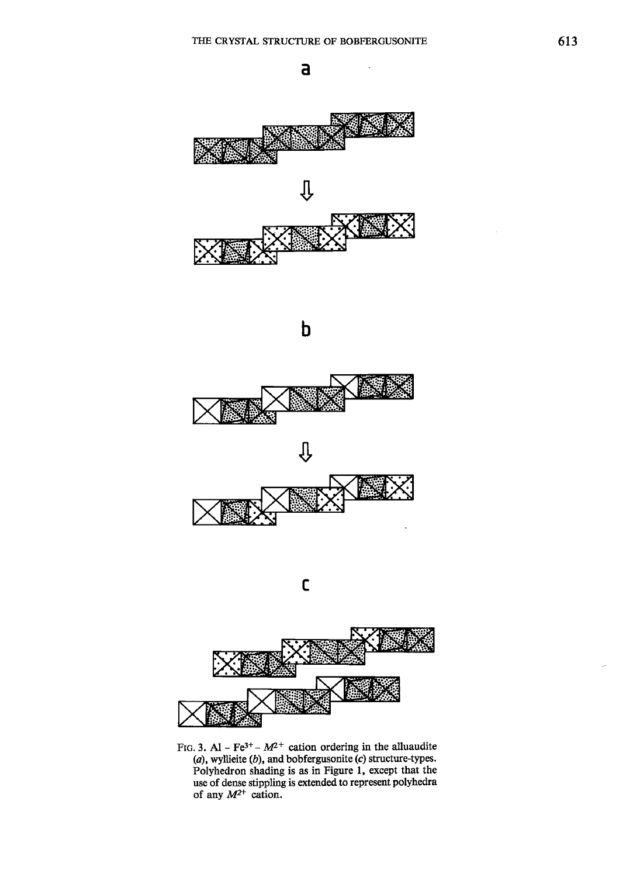a

b

c

FIG. 3. Al – $Fe^{3+}$ – $M^{2+}$ cation ordering in the alluaudite (*a*), wyllieite (*b*), and bobfergusonite (*c*) structure-types. Polyhedron shading is as in Figure 1, except that the use of dense stippling is extended to represent polyhedra of any $M^{2+}$ cation.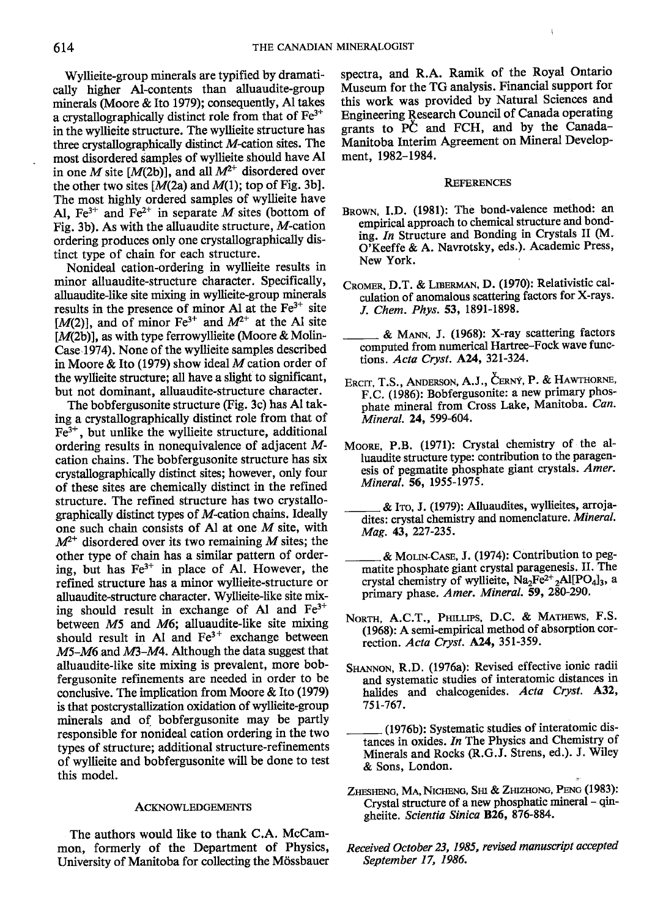Wyllieite-group minerals are typified by dramatically higher Al-contents than alluaudite-group minerals (Moore & Ito 1979); consequently, Al takes a crystallographically distinct role from that of $Fe^{3+}$ in the wyllieite structure. The wyllieite structure has three crystallographically distinct *M*-cation sites. The most disordered samples of wyllieite should have Al in one *M* site [*M*(2b)], and all $M^{2+}$ disordered over the other two sites [*M*(2a) and *M*(1); top of Fig. 3b]. The most highly ordered samples of wyllieite have Al, $Fe^{3+}$ and $Fe^{2+}$ in separate *M* sites (bottom of Fig. 3b). As with the alluaudite structure, *M*-cation ordering produces only one crystallographically distinct type of chain for each structure.

Nonideal cation-ordering in wyllieite results in minor alluaudite-structure character. Specifically, alluaudite-like site mixing in wyllieite-group minerals results in the presence of minor Al at the $Fe^{3+}$ site [*M*(2)], and of minor $Fe^{3+}$ and $M^{2+}$ at the Al site [*M*(2b)], as with type ferrowyllieite (Moore & Molin-Case 1974). None of the wyllieite samples described in Moore & Ito (1979) show ideal *M* cation order of the wyllieite structure; all have a slight to significant, but not dominant, alluaudite-structure character.

The bobfergusonite structure (Fig. 3c) has Al taking a crystallographically distinct role from that of $Fe^{3+}$, but unlike the wyllieite structure, additional ordering results in nonequivalence of adjacent *M*-cation chains. The bobfergusonite structure has six crystallographically distinct sites; however, only four of these sites are chemically distinct in the refined structure. The refined structure has two crystallographically distinct types of *M*-cation chains. Ideally one such chain consists of Al at one *M* site, with $M^{2+}$ disordered over its two remaining *M* sites; the other type of chain has a similar pattern of ordering, but has $Fe^{3+}$ in place of Al. However, the refined structure has a minor wyllieite-structure or alluaudite-structure character. Wyllieite-like site mixing should result in exchange of Al and $Fe^{3+}$ between *M*5 and *M*6; alluaudite-like site mixing should result in Al and $Fe^{3+}$ exchange between *M*5–*M*6 and *M*3–*M*4. Although the data suggest that alluaudite-like site mixing is prevalent, more bobfergusonite refinements are needed in order to be conclusive. The implication from Moore & Ito (1979) is that postcrystallization oxidation of wyllieite-group minerals and of bobfergusonite may be partly responsible for nonideal cation ordering in the two types of structure; additional structure-refinements of wyllieite and bobfergusonite will be done to test this model.

## Acknowledgements

The authors would like to thank C.A. McCammon, formerly of the Department of Physics, University of Manitoba for collecting the Mössbauer spectra, and R.A. Ramik of the Royal Ontario Museum for the TG analysis. Financial support for this work was provided by Natural Sciences and Engineering Research Council of Canada operating grants to PČ and FCH, and by the Canada-Manitoba Interim Agreement on Mineral Development, 1982–1984.

## References

Brown, I.D. (1981): The bond-valence method: an empirical approach to chemical structure and bonding. *In* Structure and Bonding in Crystals II (M. O'Keeffe & A. Navrotsky, eds.). Academic Press, New York.

Cromer, D.T. & Liberman, D. (1970): Relativistic calculation of anomalous scattering factors for X-rays. *J. Chem. Phys.* **53**, 1891-1898.

______ & Mann, J. (1968): X-ray scattering factors computed from numerical Hartree–Fock wave functions. *Acta Cryst.* **A24**, 321-324.

Ercit, T.S., Anderson, A.J., Černý, P. & Hawthorne, F.C. (1986): Bobfergusonite: a new primary phosphate mineral from Cross Lake, Manitoba. *Can. Mineral.* **24**, 599-604.

Moore, P.B. (1971): Crystal chemistry of the alluaudite structure type: contribution to the paragenesis of pegmatite phosphate giant crystals. *Amer. Mineral.* **56**, 1955-1975.

______ & Ito, J. (1979): Alluaudites, wyllieites, arrojadites: crystal chemistry and nomenclature. *Mineral. Mag.* **43**, 227-235.

______ & Molin-Case, J. (1974): Contribution to pegmatite phosphate giant crystal paragenesis. II. The crystal chemistry of wyllieite, $Na_2Fe^{2+}{}_2Al[PO_4]_3$, a primary phase. *Amer. Mineral.* **59**, 280-290.

North, A.C.T., Phillips, D.C. & Mathews, F.S. (1968): A semi-empirical method of absorption correction. *Acta Cryst.* **A24**, 351-359.

Shannon, R.D. (1976a): Revised effective ionic radii and systematic studies of interatomic distances in halides and chalcogenides. *Acta Cryst.* **A32**, 751-767.

______ (1976b): Systematic studies of interatomic distances in oxides. *In* The Physics and Chemistry of Minerals and Rocks (R.G.J. Strens, ed.). J. Wiley & Sons, London.

Zhesheng, Ma, Nicheng, Shi & Zhizhong, Peng (1983): Crystal structure of a new phosphatic mineral – qingheiite. *Scientia Sinica* **B26**, 876-884.

*Received October 23, 1985, revised manuscript accepted September 17, 1986.*